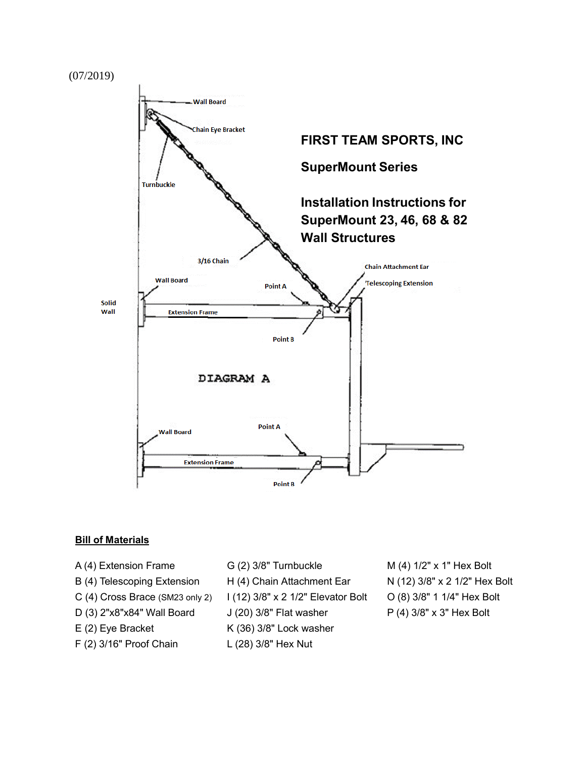(07/2019)

Wall Board

Chain Eye Bracket

Turnbuckle

3/16 Chain

Wall Board

Point A

Chain Attachment Ear

Telescoping Extension

Solid Wall

Extension Frame

Point B

DIAGRAM A

Wall Board

Point A

Extension Frame

Point B

# FIRST TEAM SPORTS, INC

## SuperMount Series

## Installation Instructions for SuperMount 23, 46, 68 & 82 Wall Structures

**Bill of Materials**

A (4) Extension Frame
B (4) Telescoping Extension
C (4) Cross Brace (SM23 only 2)
D (3) 2"x8"x84" Wall Board
E (2) Eye Bracket
F (2) 3/16" Proof Chain

G (2) 3/8" Turnbuckle
H (4) Chain Attachment Ear
I (12) 3/8" x 2 1/2" Elevator Bolt
J (20) 3/8" Flat washer
K (36) 3/8" Lock washer
L (28) 3/8" Hex Nut

M (4) 1/2" x 1" Hex Bolt
N (12) 3/8" x 2 1/2" Hex Bolt
O (8) 3/8" 1 1/4" Hex Bolt
P (4) 3/8" x 3" Hex Bolt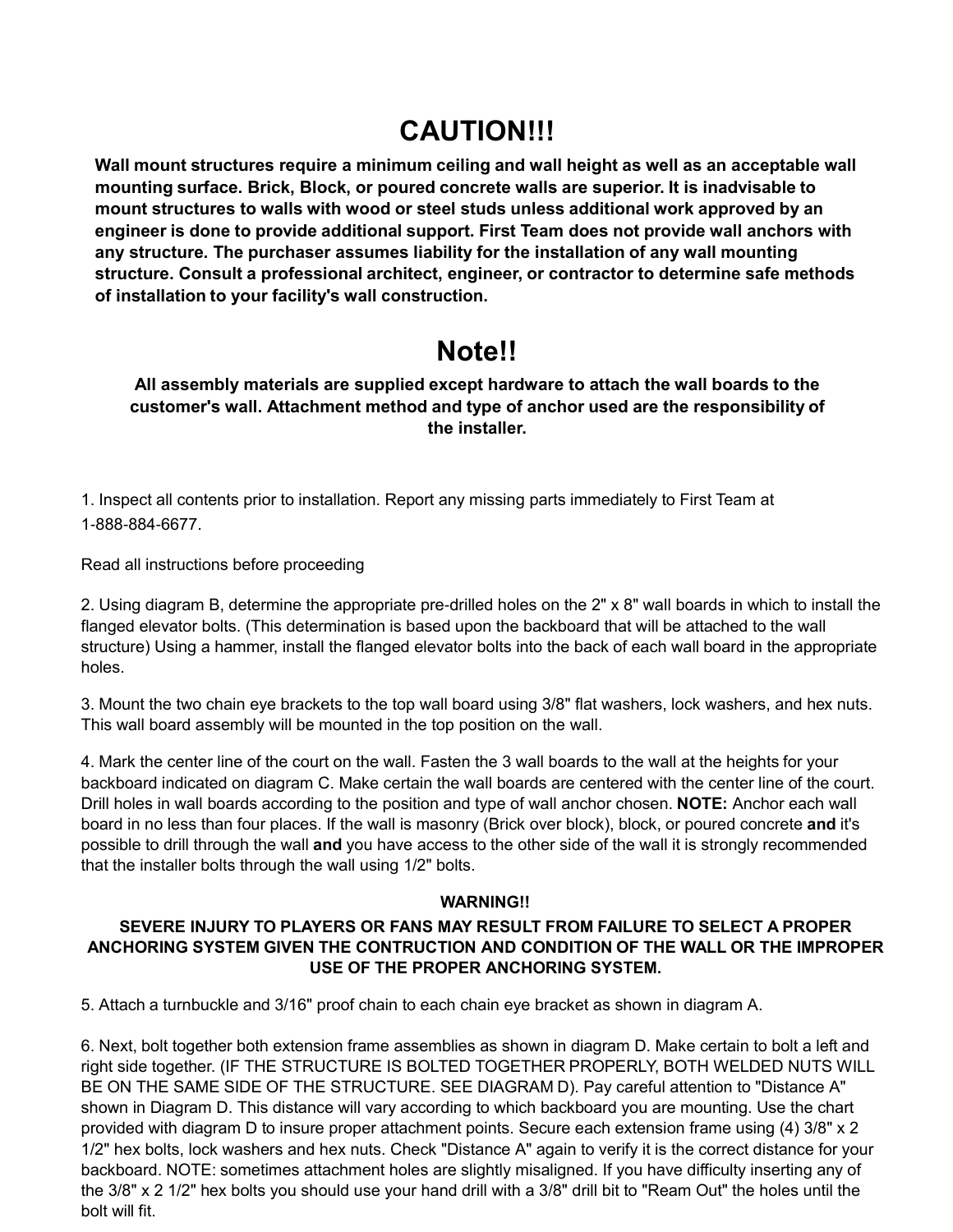# CAUTION!!!

**Wall mount structures require a minimum ceiling and wall height as well as an acceptable wall mounting surface. Brick, Block, or poured concrete walls are superior. It is inadvisable to mount structures to walls with wood or steel studs unless additional work approved by an engineer is done to provide additional support. First Team does not provide wall anchors with any structure. The purchaser assumes liability for the installation of any wall mounting structure. Consult a professional architect, engineer, or contractor to determine safe methods of installation to your facility's wall construction.**

# Note!!

**All assembly materials are supplied except hardware to attach the wall boards to the customer's wall. Attachment method and type of anchor used are the responsibility of the installer.**

1. Inspect all contents prior to installation. Report any missing parts immediately to First Team at 1-888-884-6677.

Read all instructions before proceeding

2. Using diagram B, determine the appropriate pre-drilled holes on the 2" x 8" wall boards in which to install the flanged elevator bolts. (This determination is based upon the backboard that will be attached to the wall structure) Using a hammer, install the flanged elevator bolts into the back of each wall board in the appropriate holes.

3. Mount the two chain eye brackets to the top wall board using 3/8" flat washers, lock washers, and hex nuts. This wall board assembly will be mounted in the top position on the wall.

4. Mark the center line of the court on the wall. Fasten the 3 wall boards to the wall at the heights for your backboard indicated on diagram C. Make certain the wall boards are centered with the center line of the court. Drill holes in wall boards according to the position and type of wall anchor chosen. **NOTE:** Anchor each wall board in no less than four places. If the wall is masonry (Brick over block), block, or poured concrete **and** it's possible to drill through the wall **and** you have access to the other side of the wall it is strongly recommended that the installer bolts through the wall using 1/2" bolts.

**WARNING!!**

**SEVERE INJURY TO PLAYERS OR FANS MAY RESULT FROM FAILURE TO SELECT A PROPER ANCHORING SYSTEM GIVEN THE CONTRUCTION AND CONDITION OF THE WALL OR THE IMPROPER USE OF THE PROPER ANCHORING SYSTEM.**

5. Attach a turnbuckle and 3/16" proof chain to each chain eye bracket as shown in diagram A.

6. Next, bolt together both extension frame assemblies as shown in diagram D. Make certain to bolt a left and right side together. (IF THE STRUCTURE IS BOLTED TOGETHER PROPERLY, BOTH WELDED NUTS WILL BE ON THE SAME SIDE OF THE STRUCTURE. SEE DIAGRAM D). Pay careful attention to "Distance A" shown in Diagram D. This distance will vary according to which backboard you are mounting. Use the chart provided with diagram D to insure proper attachment points. Secure each extension frame using (4) 3/8" x 2 1/2" hex bolts, lock washers and hex nuts. Check "Distance A" again to verify it is the correct distance for your backboard. NOTE: sometimes attachment holes are slightly misaligned. If you have difficulty inserting any of the 3/8" x 2 1/2" hex bolts you should use your hand drill with a 3/8" drill bit to "Ream Out" the holes until the bolt will fit.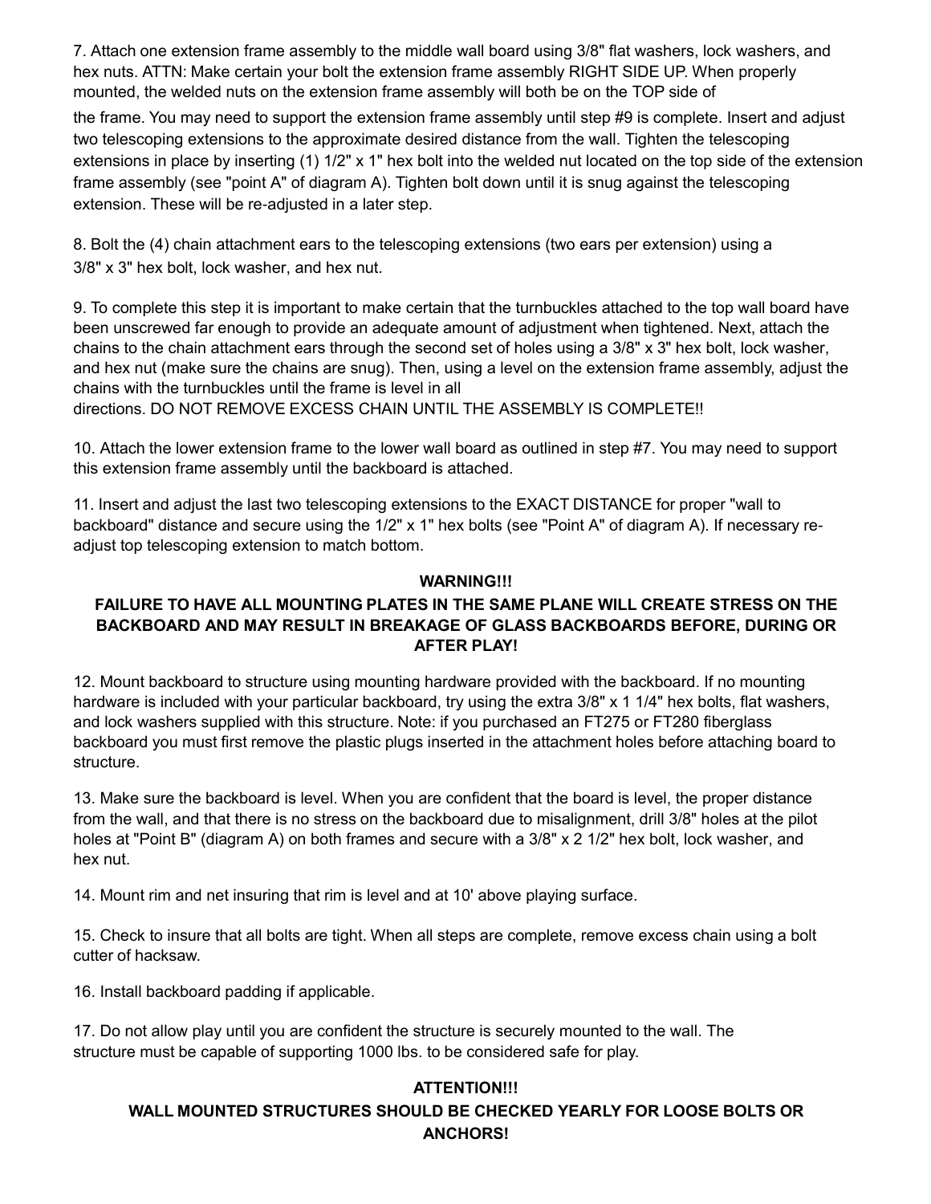7. Attach one extension frame assembly to the middle wall board using 3/8" flat washers, lock washers, and hex nuts. ATTN: Make certain your bolt the extension frame assembly RIGHT SIDE UP. When properly mounted, the welded nuts on the extension frame assembly will both be on the TOP side of the frame. You may need to support the extension frame assembly until step #9 is complete. Insert and adjust two telescoping extensions to the approximate desired distance from the wall. Tighten the telescoping extensions in place by inserting (1) 1/2" x 1" hex bolt into the welded nut located on the top side of the extension frame assembly (see "point A" of diagram A). Tighten bolt down until it is snug against the telescoping extension. These will be re-adjusted in a later step.

8. Bolt the (4) chain attachment ears to the telescoping extensions (two ears per extension) using a 3/8" x 3" hex bolt, lock washer, and hex nut.

9. To complete this step it is important to make certain that the turnbuckles attached to the top wall board have been unscrewed far enough to provide an adequate amount of adjustment when tightened. Next, attach the chains to the chain attachment ears through the second set of holes using a 3/8" x 3" hex bolt, lock washer, and hex nut (make sure the chains are snug). Then, using a level on the extension frame assembly, adjust the chains with the turnbuckles until the frame is level in all directions. DO NOT REMOVE EXCESS CHAIN UNTIL THE ASSEMBLY IS COMPLETE!!

10. Attach the lower extension frame to the lower wall board as outlined in step #7. You may need to support this extension frame assembly until the backboard is attached.

11. Insert and adjust the last two telescoping extensions to the EXACT DISTANCE for proper "wall to backboard" distance and secure using the 1/2" x 1" hex bolts (see "Point A" of diagram A). If necessary re-adjust top telescoping extension to match bottom.

**WARNING!!!**

**FAILURE TO HAVE ALL MOUNTING PLATES IN THE SAME PLANE WILL CREATE STRESS ON THE BACKBOARD AND MAY RESULT IN BREAKAGE OF GLASS BACKBOARDS BEFORE, DURING OR AFTER PLAY!**

12. Mount backboard to structure using mounting hardware provided with the backboard. If no mounting hardware is included with your particular backboard, try using the extra 3/8" x 1 1/4" hex bolts, flat washers, and lock washers supplied with this structure. Note: if you purchased an FT275 or FT280 fiberglass backboard you must first remove the plastic plugs inserted in the attachment holes before attaching board to structure.

13. Make sure the backboard is level. When you are confident that the board is level, the proper distance from the wall, and that there is no stress on the backboard due to misalignment, drill 3/8" holes at the pilot holes at "Point B" (diagram A) on both frames and secure with a 3/8" x 2 1/2" hex bolt, lock washer, and hex nut.

14. Mount rim and net insuring that rim is level and at 10' above playing surface.

15. Check to insure that all bolts are tight. When all steps are complete, remove excess chain using a bolt cutter of hacksaw.

16. Install backboard padding if applicable.

17. Do not allow play until you are confident the structure is securely mounted to the wall. The structure must be capable of supporting 1000 lbs. to be considered safe for play.

**ATTENTION!!!**

**WALL MOUNTED STRUCTURES SHOULD BE CHECKED YEARLY FOR LOOSE BOLTS OR ANCHORS!**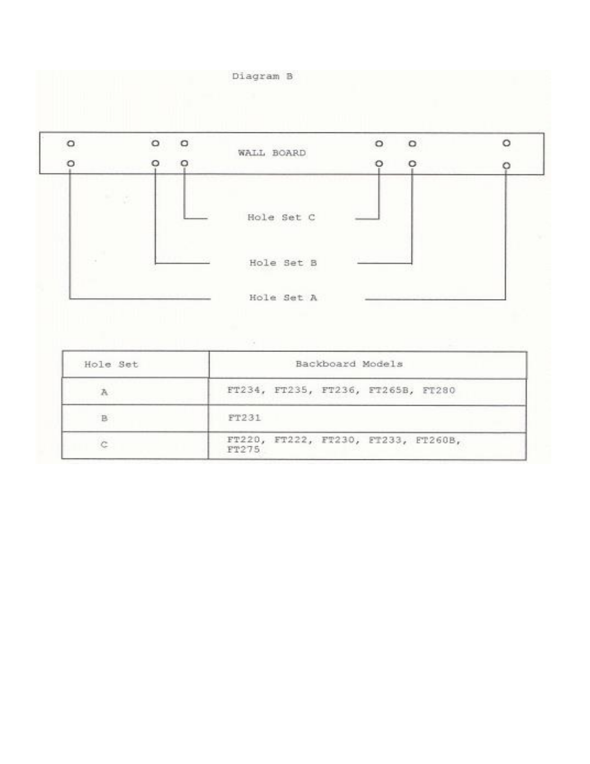Diagram B

WALL BOARD

Hole Set C

Hole Set B

Hole Set A

| Hole Set | Backboard Models |
| --- | --- |
| A | FT234, FT235, FT236, FT265B, FT280 |
| B | FT231 |
| C | FT220, FT222, FT230, FT233, FT260B, FT275 |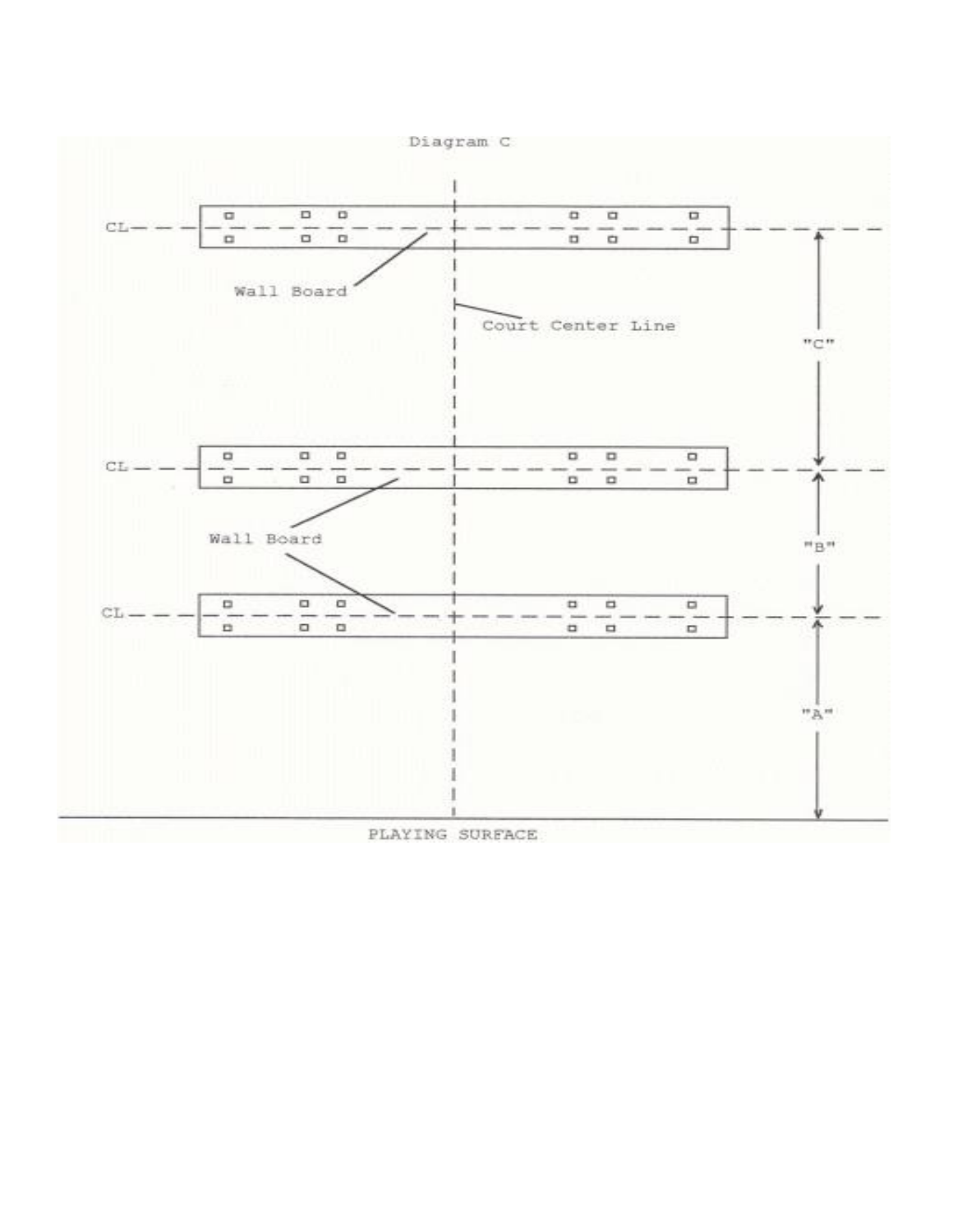Diagram C

CL

Wall Board

Court Center Line

"C"

CL

"B"

Wall Board

CL

"A"

PLAYING SURFACE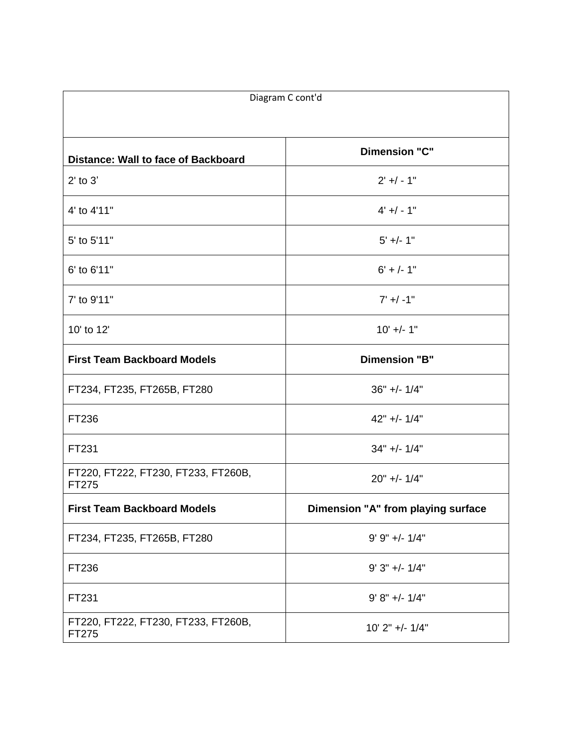| Diagram C cont'd | |
|---|---|
| **Distance: Wall to face of Backboard** | **Dimension "C"** |
| 2' to 3’ | 2' +/ - 1" |
| 4' to 4'11" | 4' +/ - 1" |
| 5' to 5'11" | 5' +/- 1" |
| 6' to 6'11" | 6' + /- 1" |
| 7' to 9'11" | 7' +/ -1" |
| 10' to 12' | 10' +/- 1" |
| **First Team Backboard Models** | **Dimension "B"** |
| FT234, FT235, FT265B, FT280 | 36" +/- 1/4" |
| FT236 | 42" +/- 1/4" |
| FT231 | 34" +/- 1/4" |
| FT220, FT222, FT230, FT233, FT260B, FT275 | 20" +/- 1/4" |
| **First Team Backboard Models** | **Dimension "A" from playing surface** |
| FT234, FT235, FT265B, FT280 | 9' 9" +/- 1/4" |
| FT236 | 9' 3" +/- 1/4" |
| FT231 | 9' 8" +/- 1/4" |
| FT220, FT222, FT230, FT233, FT260B, FT275 | 10' 2" +/- 1/4" |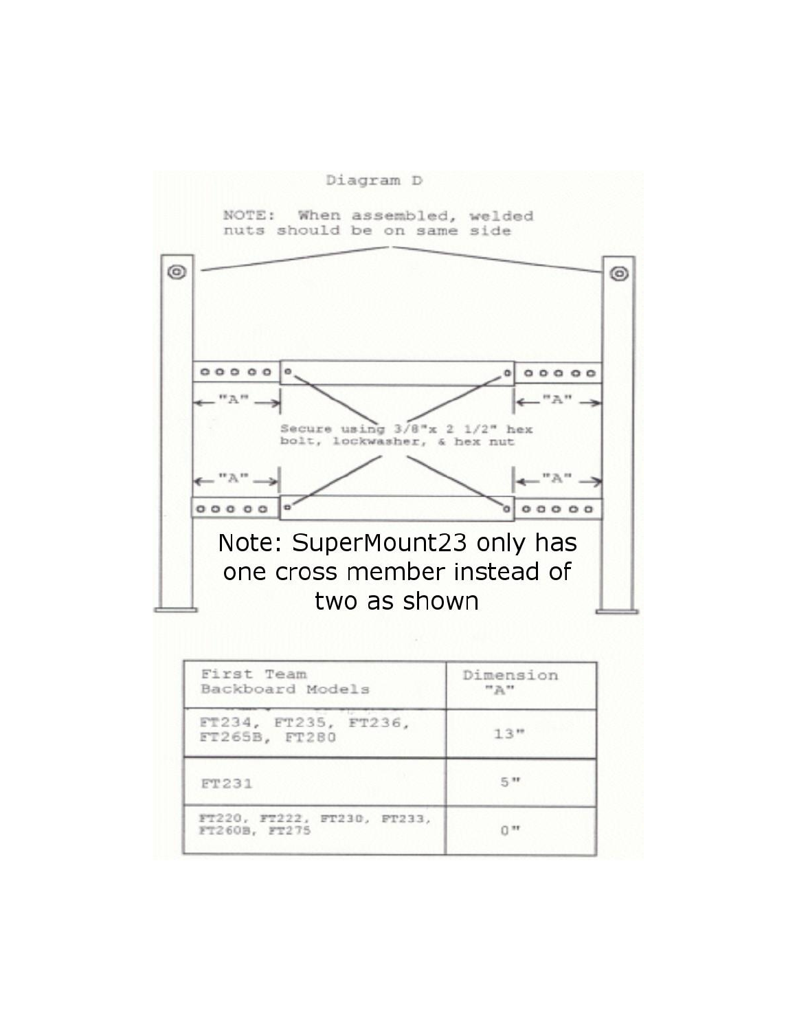Diagram D

NOTE: When assembled, welded nuts should be on same side

"A"

"A"

Secure using 3/8" x 2 1/2" hex bolt, lockwasher, & hex nut

"A"

"A"

Note: SuperMount23 only has one cross member instead of two as shown

| First Team Backboard Models | Dimension "A" |
| --- | --- |
| FT234, FT235, FT236, FT265B, FT280 | 13" |
| FT231 | 5" |
| FT220, FT222, FT230, FT233, FT260B, FT275 | 0" |